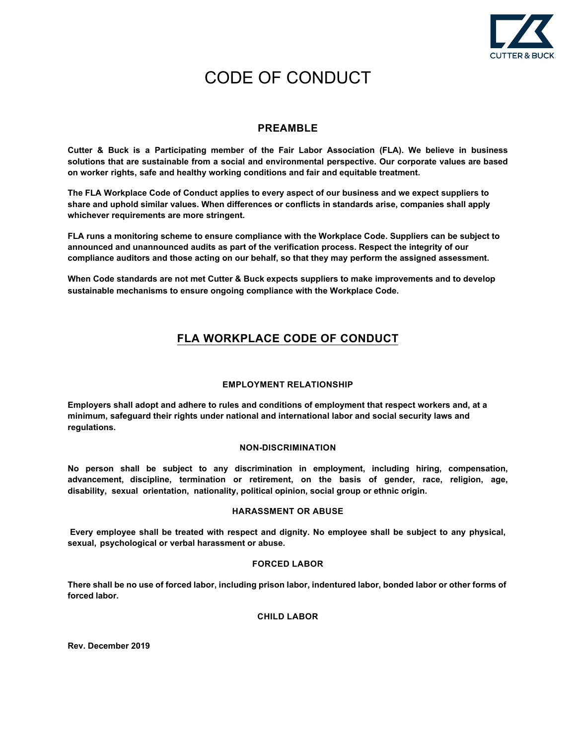# CODE OF CONDUCT

## PREAMBLE

**Cutter & Buck is a Participating member of the Fair Labor Association (FLA). We believe in business solutions that are sustainable from a social and environmental perspective. Our corporate values are based on worker rights, safe and healthy working conditions and fair and equitable treatment.**

**The FLA Workplace Code of Conduct applies to every aspect of our business and we expect suppliers to share and uphold similar values. When differences or conflicts in standards arise, companies shall apply whichever requirements are more stringent.**

**FLA runs a monitoring scheme to ensure compliance with the Workplace Code. Suppliers can be subject to announced and unannounced audits as part of the verification process. Respect the integrity of our compliance auditors and those acting on our behalf, so that they may perform the assigned assessment.**

**When Code standards are not met Cutter & Buck expects suppliers to make improvements and to develop sustainable mechanisms to ensure ongoing compliance with the Workplace Code.**

## FLA WORKPLACE CODE OF CONDUCT

### EMPLOYMENT RELATIONSHIP

**Employers shall adopt and adhere to rules and conditions of employment that respect workers and, at a minimum, safeguard their rights under national and international labor and social security laws and regulations.**

### NON-DISCRIMINATION

**No person shall be subject to any discrimination in employment, including hiring, compensation, advancement, discipline, termination or retirement, on the basis of gender, race, religion, age, disability, sexual orientation, nationality, political opinion, social group or ethnic origin.**

### HARASSMENT OR ABUSE

**Every employee shall be treated with respect and dignity. No employee shall be subject to any physical, sexual, psychological or verbal harassment or abuse.**

### FORCED LABOR

**There shall be no use of forced labor, including prison labor, indentured labor, bonded labor or other forms of forced labor.**

### CHILD LABOR

**Rev. December 2019**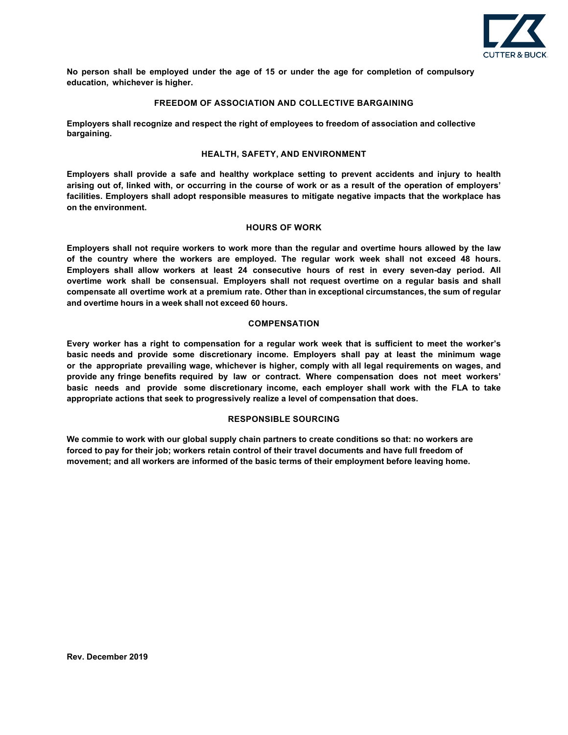**No person shall be employed under the age of 15 or under the age for completion of compulsory education, whichever is higher.**

## FREEDOM OF ASSOCIATION AND COLLECTIVE BARGAINING

**Employers shall recognize and respect the right of employees to freedom of association and collective bargaining.**

## HEALTH, SAFETY, AND ENVIRONMENT

**Employers shall provide a safe and healthy workplace setting to prevent accidents and injury to health arising out of, linked with, or occurring in the course of work or as a result of the operation of employers' facilities. Employers shall adopt responsible measures to mitigate negative impacts that the workplace has on the environment.**

## HOURS OF WORK

**Employers shall not require workers to work more than the regular and overtime hours allowed by the law of the country where the workers are employed. The regular work week shall not exceed 48 hours. Employers shall allow workers at least 24 consecutive hours of rest in every seven-day period. All overtime work shall be consensual. Employers shall not request overtime on a regular basis and shall compensate all overtime work at a premium rate. Other than in exceptional circumstances, the sum of regular and overtime hours in a week shall not exceed 60 hours.**

## COMPENSATION

**Every worker has a right to compensation for a regular work week that is sufficient to meet the worker's basic needs and provide some discretionary income. Employers shall pay at least the minimum wage or the appropriate prevailing wage, whichever is higher, comply with all legal requirements on wages, and provide any fringe benefits required by law or contract. Where compensation does not meet workers' basic needs and provide some discretionary income, each employer shall work with the FLA to take appropriate actions that seek to progressively realize a level of compensation that does.**

## RESPONSIBLE SOURCING

**We commie to work with our global supply chain partners to create conditions so that: no workers are forced to pay for their job; workers retain control of their travel documents and have full freedom of movement; and all workers are informed of the basic terms of their employment before leaving home.**

**Rev. December 2019**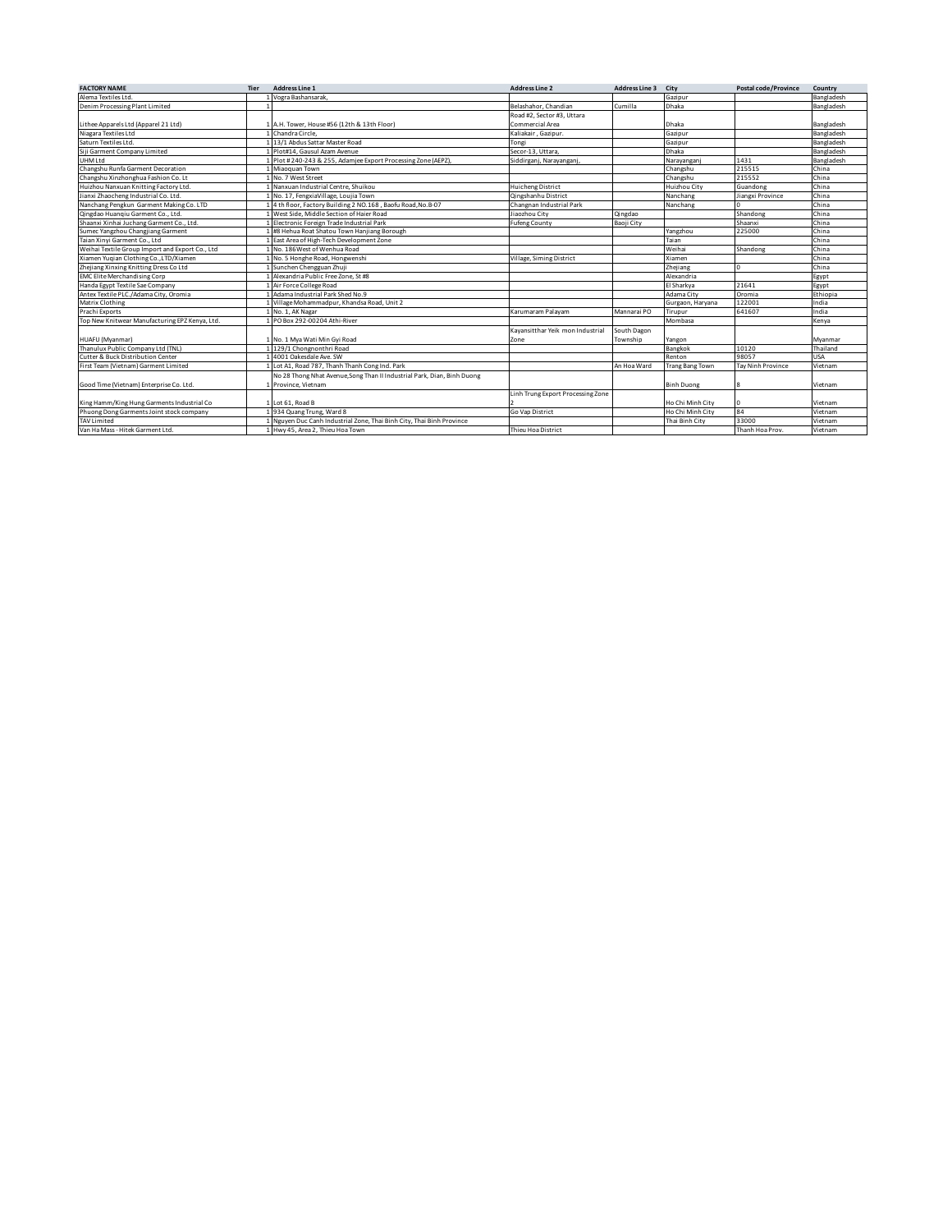| FACTORY NAME | Tier | Address Line 1 | Address Line 2 | Address Line 3 | City | Postal code/Province | Country |
|---|---|---|---|---|---|---|---|
| Alema Textiles Ltd. | 1 | Vogra Bashansarak, | | | Gazipur | | Bangladesh |
| Denim Processing Plant Limited | 1 | | Belashahor, Chandian | Cumilla | Dhaka | | Bangladesh |
| Lithee Apparels Ltd (Apparel 21 Ltd) | 1 | A.H. Tower, House #56 (12th & 13th Floor) | Road #2, Sector #3, Uttara Commercial Area | | Dhaka | | Bangladesh |
| Niagara Textiles Ltd | 1 | Chandra Circle, | Kaliakair , Gazipur. | | Gazipur | | Bangladesh |
| Saturn Textiles Ltd. | 1 | 13/1 Abdus Sattar Master Road | Tongi | | Gazipur | | Bangladesh |
| Siji Garment Company Limited | 1 | Plot#14, Gausul Azam Avenue | Secor-13, Uttara, | | Dhaka | | Bangladesh |
| UHM Ltd | 1 | Plot # 240-243 & 255, Adamjee Export Processing Zone (AEPZ), | Siddirganj, Narayanganj, | | Narayanganj | 1431 | Bangladesh |
| Changshu Runfa Garment Decoration | 1 | Miaoquan Town | | | Changshu | 215515 | China |
| Changshu Xinzhonghua Fashion Co. Lt | 1 | No. 7 West Street | | | Changshu | 215552 | China |
| Huizhou Nanxuan Knitting Factory Ltd. | 1 | Nanxuan Industrial Centre, Shuikou | Huicheng District | | Huizhou City | Guandong | China |
| Jianxi Zhaocheng Industrial Co. Ltd. | 1 | No. 17, FengxiaVillage, Loujia Town | Qingshanhu District | | Nanchang | Jiangxi Province | China |
| Nanchang Pengkun Garment Making Co. LTD | 1 | 4 th floor, Factory Building 2 NO.168 , Baofu Road,No.8-07 | Changnan Industrial Park | | Nanchang | 0 | China |
| Qingdao Huanqiu Garment Co., Ltd. | 1 | West Side, Middle Section of Haier Road | Jiaozhou City | Qingdao | | Shandong | China |
| Shaanxi Xinhai Juchang Garment Co., Ltd. | 1 | Electronic Foreign Trade Industrial Park | Fufeng County | Baoji City | | Shaanxi | China |
| Sumec Yangzhou Changjiang Garment | 1 | #8 Hehua Roat Shatou Town Hanjiang Borough | | | Yangzhou | 225000 | China |
| Taian Xinyi Garment Co., Ltd | 1 | East Area of High-Tech Development Zone | | | Taian | | China |
| Weihai Textile Group Import and Export Co., Ltd | 1 | No. 186West of Wenhua Road | | | Weihai | Shandong | China |
| Xiamen Yuqian Clothing Co.,LTD/Xiamen | 1 | No. 5 Honghe Road, Hongwenshi | Village, Siming District | | Xiamen | | China |
| Zhejiang Xinxing Knitting Dress Co Ltd | 1 | Sunchen Chengguan Zhuji | | | Zhejiang | 0 | China |
| EMC Elite Merchandising Corp | 1 | Alexandria Public Free Zone, St #8 | | | Alexandria | | Egypt |
| Handa Egypt Textile Sae Company | 1 | Air Force College Road | | | El Sharkya | 21641 | Egypt |
| Antex Textile PLC./Adama City, Oromia | 1 | Adama Industrial Park Shed No.9 | | | Adama City | Oromia | Ethiopia |
| Matrix Clothing | 1 | Village Mohammadpur, Khandsa Road, Unit 2 | | | Gurgaon, Haryana | 122001 | India |
| Prachi Exports | 1 | No. 1, AK Nagar | Karumaram Palayam | Mannarai PO | Tirupur | 641607 | India |
| Top New Knitwear Manufacturing EPZ Kenya, Ltd. | 1 | PO Box 292-00204 Athi-River | | | Mombasa | | Kenya |
| HUAFU (Myanmar) | 1 | No. 1 Mya Wati Min Gyi Road | Kayansitthar Yeik mon Industrial Zone | South Dagon Township | Yangon | | Myanmar |
| Thanulux Public Company Ltd (TNL) | 1 | 129/1 Chongnonthri Road | | | Bangkok | 10120 | Thailand |
| Cutter & Buck Distribution Center | 1 | 4001 Oakesdale Ave. SW | | | Renton | 98057 | USA |
| First Team (Vietnam) Garment Limited | 1 | Lot A1, Road 787, Thanh Thanh Cong Ind. Park | | An Hoa Ward | Trang Bang Town | Tay Ninh Province | Vietnam |
| Good Time (Vietnam) Enterprise Co. Ltd. | 1 | No 28 Thong Nhat Avenue,Song Than II Industrial Park, Dian, Binh Duong Province, Vietnam | | | Binh Duong | 8 | Vietnam |
| King Hamm/King Hung Garments Industrial Co | 1 | Lot 61, Road B | Linh Trung Export Processing Zone 2 | | Ho Chi Minh City | 0 | Vietnam |
| Phuong Dong Garments Joint stock company | 1 | 934 Quang Trung, Ward 8 | Go Vap District | | Ho Chi Minh City | 84 | Vietnam |
| TAV Limited | 1 | Nguyen Duc Canh Industrial Zone, Thai Binh City, Thai Binh Province | | | Thai Binh City | 33000 | Vietnam |
| Van Ha Mass - Hitek Garment Ltd. | 1 | Hwy 45, Area 2, Thieu Hoa Town | Thieu Hoa District | | | Thanh Hoa Prov. | Vietnam |